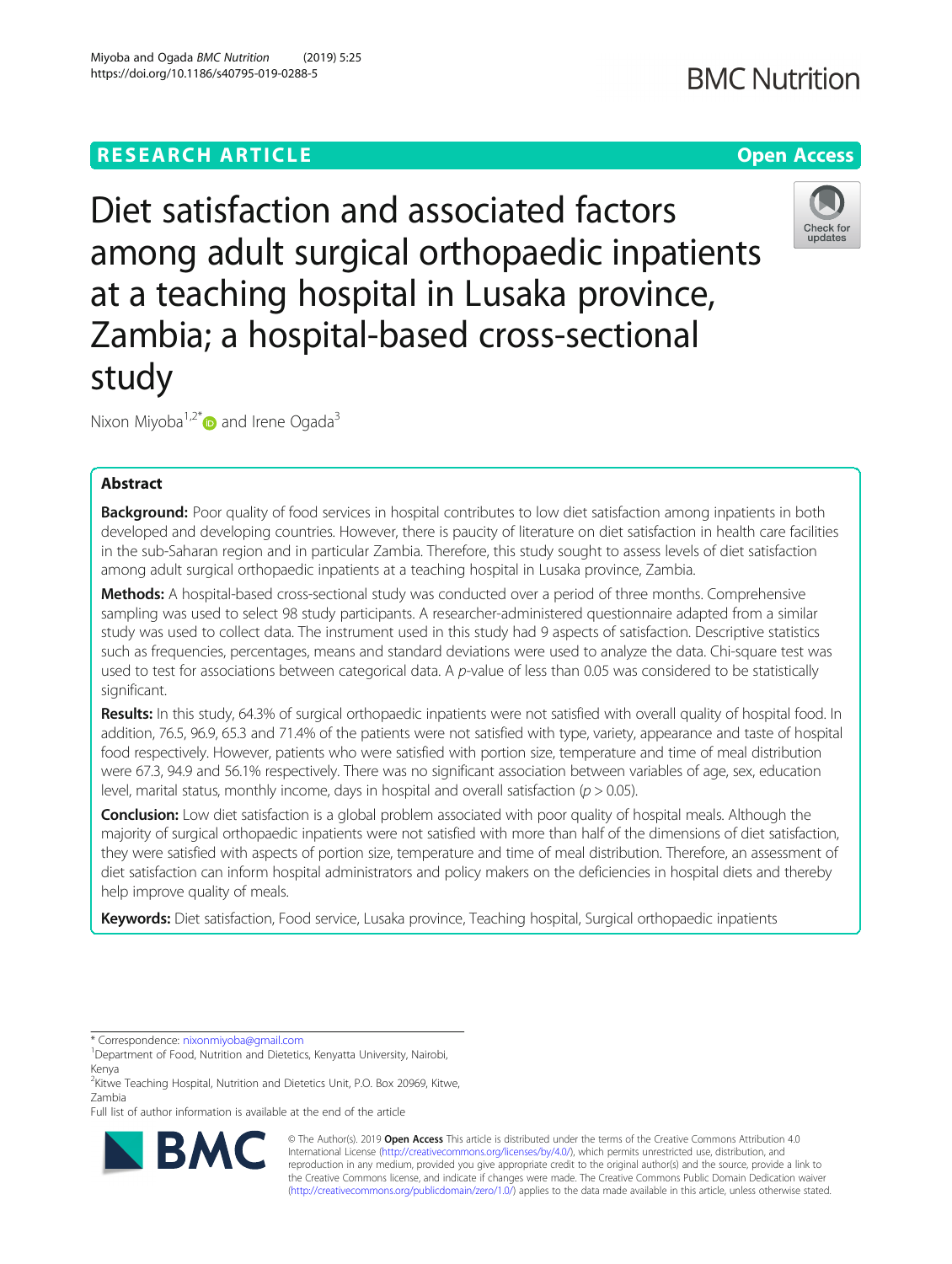RESEARCH ARTICLE

Open Access

# Diet satisfaction and associated factors among adult surgical orthopaedic inpatients at a teaching hospital in Lusaka province, Zambia; a hospital-based cross-sectional study

Nixon Miyoba[1,2*] and Irene Ogada[3]

## Abstract

**Background:** Poor quality of food services in hospital contributes to low diet satisfaction among inpatients in both developed and developing countries. However, there is paucity of literature on diet satisfaction in health care facilities in the sub-Saharan region and in particular Zambia. Therefore, this study sought to assess levels of diet satisfaction among adult surgical orthopaedic inpatients at a teaching hospital in Lusaka province, Zambia.

**Methods:** A hospital-based cross-sectional study was conducted over a period of three months. Comprehensive sampling was used to select 98 study participants. A researcher-administered questionnaire adapted from a similar study was used to collect data. The instrument used in this study had 9 aspects of satisfaction. Descriptive statistics such as frequencies, percentages, means and standard deviations were used to analyze the data. Chi-square test was used to test for associations between categorical data. A *p*-value of less than 0.05 was considered to be statistically significant.

**Results:** In this study, 64.3% of surgical orthopaedic inpatients were not satisfied with overall quality of hospital food. In addition, 76.5, 96.9, 65.3 and 71.4% of the patients were not satisfied with type, variety, appearance and taste of hospital food respectively. However, patients who were satisfied with portion size, temperature and time of meal distribution were 67.3, 94.9 and 56.1% respectively. There was no significant association between variables of age, sex, education level, marital status, monthly income, days in hospital and overall satisfaction ($p > 0.05$).

**Conclusion:** Low diet satisfaction is a global problem associated with poor quality of hospital meals. Although the majority of surgical orthopaedic inpatients were not satisfied with more than half of the dimensions of diet satisfaction, they were satisfied with aspects of portion size, temperature and time of meal distribution. Therefore, an assessment of diet satisfaction can inform hospital administrators and policy makers on the deficiencies in hospital diets and thereby help improve quality of meals.

**Keywords:** Diet satisfaction, Food service, Lusaka province, Teaching hospital, Surgical orthopaedic inpatients

\* Correspondence: nixonmiyoba@gmail.com

[1]Department of Food, Nutrition and Dietetics, Kenyatta University, Nairobi, Kenya

[2]Kitwe Teaching Hospital, Nutrition and Dietetics Unit, P.O. Box 20969, Kitwe, Zambia

Full list of author information is available at the end of the article

© The Author(s). 2019 **Open Access** This article is distributed under the terms of the Creative Commons Attribution 4.0 International License (http://creativecommons.org/licenses/by/4.0/), which permits unrestricted use, distribution, and reproduction in any medium, provided you give appropriate credit to the original author(s) and the source, provide a link to the Creative Commons license, and indicate if changes were made. The Creative Commons Public Domain Dedication waiver (http://creativecommons.org/publicdomain/zero/1.0/) applies to the data made available in this article, unless otherwise stated.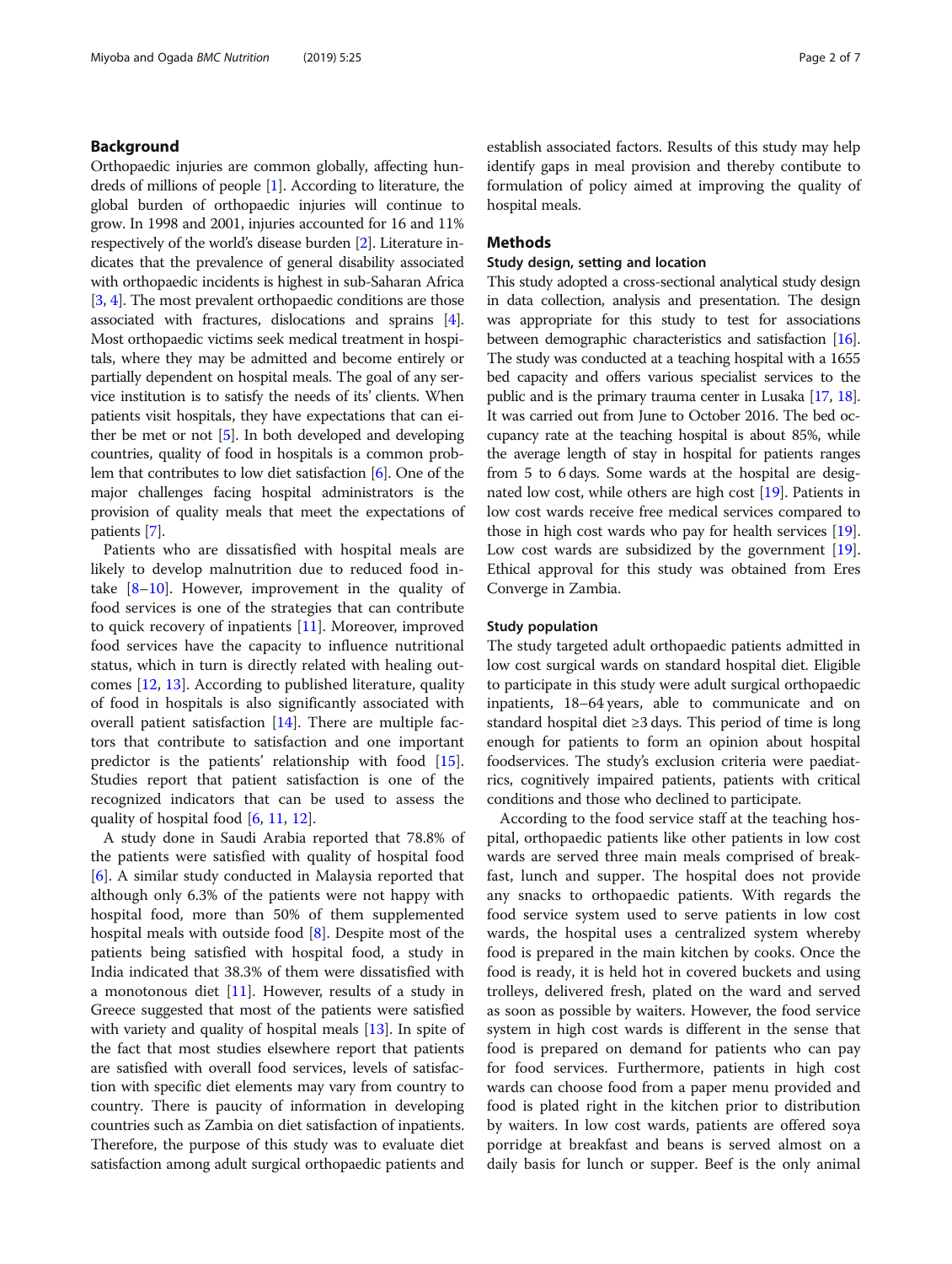## Background

Orthopaedic injuries are common globally, affecting hundreds of millions of people [1]. According to literature, the global burden of orthopaedic injuries will continue to grow. In 1998 and 2001, injuries accounted for 16 and 11% respectively of the world's disease burden [2]. Literature indicates that the prevalence of general disability associated with orthopaedic incidents is highest in sub-Saharan Africa [3, 4]. The most prevalent orthopaedic conditions are those associated with fractures, dislocations and sprains [4]. Most orthopaedic victims seek medical treatment in hospitals, where they may be admitted and become entirely or partially dependent on hospital meals. The goal of any service institution is to satisfy the needs of its' clients. When patients visit hospitals, they have expectations that can either be met or not [5]. In both developed and developing countries, quality of food in hospitals is a common problem that contributes to low diet satisfaction [6]. One of the major challenges facing hospital administrators is the provision of quality meals that meet the expectations of patients [7].

Patients who are dissatisfied with hospital meals are likely to develop malnutrition due to reduced food intake [8–10]. However, improvement in the quality of food services is one of the strategies that can contribute to quick recovery of inpatients [11]. Moreover, improved food services have the capacity to influence nutritional status, which in turn is directly related with healing outcomes [12, 13]. According to published literature, quality of food in hospitals is also significantly associated with overall patient satisfaction [14]. There are multiple factors that contribute to satisfaction and one important predictor is the patients' relationship with food [15]. Studies report that patient satisfaction is one of the recognized indicators that can be used to assess the quality of hospital food [6, 11, 12].

A study done in Saudi Arabia reported that 78.8% of the patients were satisfied with quality of hospital food [6]. A similar study conducted in Malaysia reported that although only 6.3% of the patients were not happy with hospital food, more than 50% of them supplemented hospital meals with outside food [8]. Despite most of the patients being satisfied with hospital food, a study in India indicated that 38.3% of them were dissatisfied with a monotonous diet [11]. However, results of a study in Greece suggested that most of the patients were satisfied with variety and quality of hospital meals [13]. In spite of the fact that most studies elsewhere report that patients are satisfied with overall food services, levels of satisfaction with specific diet elements may vary from country to country. There is paucity of information in developing countries such as Zambia on diet satisfaction of inpatients. Therefore, the purpose of this study was to evaluate diet satisfaction among adult surgical orthopaedic patients and establish associated factors. Results of this study may help identify gaps in meal provision and thereby contibute to formulation of policy aimed at improving the quality of hospital meals.

## Methods

### Study design, setting and location

This study adopted a cross-sectional analytical study design in data collection, analysis and presentation. The design was appropriate for this study to test for associations between demographic characteristics and satisfaction [16]. The study was conducted at a teaching hospital with a 1655 bed capacity and offers various specialist services to the public and is the primary trauma center in Lusaka [17, 18]. It was carried out from June to October 2016. The bed occupancy rate at the teaching hospital is about 85%, while the average length of stay in hospital for patients ranges from 5 to 6 days. Some wards at the hospital are designated low cost, while others are high cost [19]. Patients in low cost wards receive free medical services compared to those in high cost wards who pay for health services [19]. Low cost wards are subsidized by the government [19]. Ethical approval for this study was obtained from Eres Converge in Zambia.

### Study population

The study targeted adult orthopaedic patients admitted in low cost surgical wards on standard hospital diet. Eligible to participate in this study were adult surgical orthopaedic inpatients, 18–64 years, able to communicate and on standard hospital diet ≥3 days. This period of time is long enough for patients to form an opinion about hospital foodservices. The study's exclusion criteria were paediatrics, cognitively impaired patients, patients with critical conditions and those who declined to participate.

According to the food service staff at the teaching hospital, orthopaedic patients like other patients in low cost wards are served three main meals comprised of breakfast, lunch and supper. The hospital does not provide any snacks to orthopaedic patients. With regards the food service system used to serve patients in low cost wards, the hospital uses a centralized system whereby food is prepared in the main kitchen by cooks. Once the food is ready, it is held hot in covered buckets and using trolleys, delivered fresh, plated on the ward and served as soon as possible by waiters. However, the food service system in high cost wards is different in the sense that food is prepared on demand for patients who can pay for food services. Furthermore, patients in high cost wards can choose food from a paper menu provided and food is plated right in the kitchen prior to distribution by waiters. In low cost wards, patients are offered soya porridge at breakfast and beans is served almost on a daily basis for lunch or supper. Beef is the only animal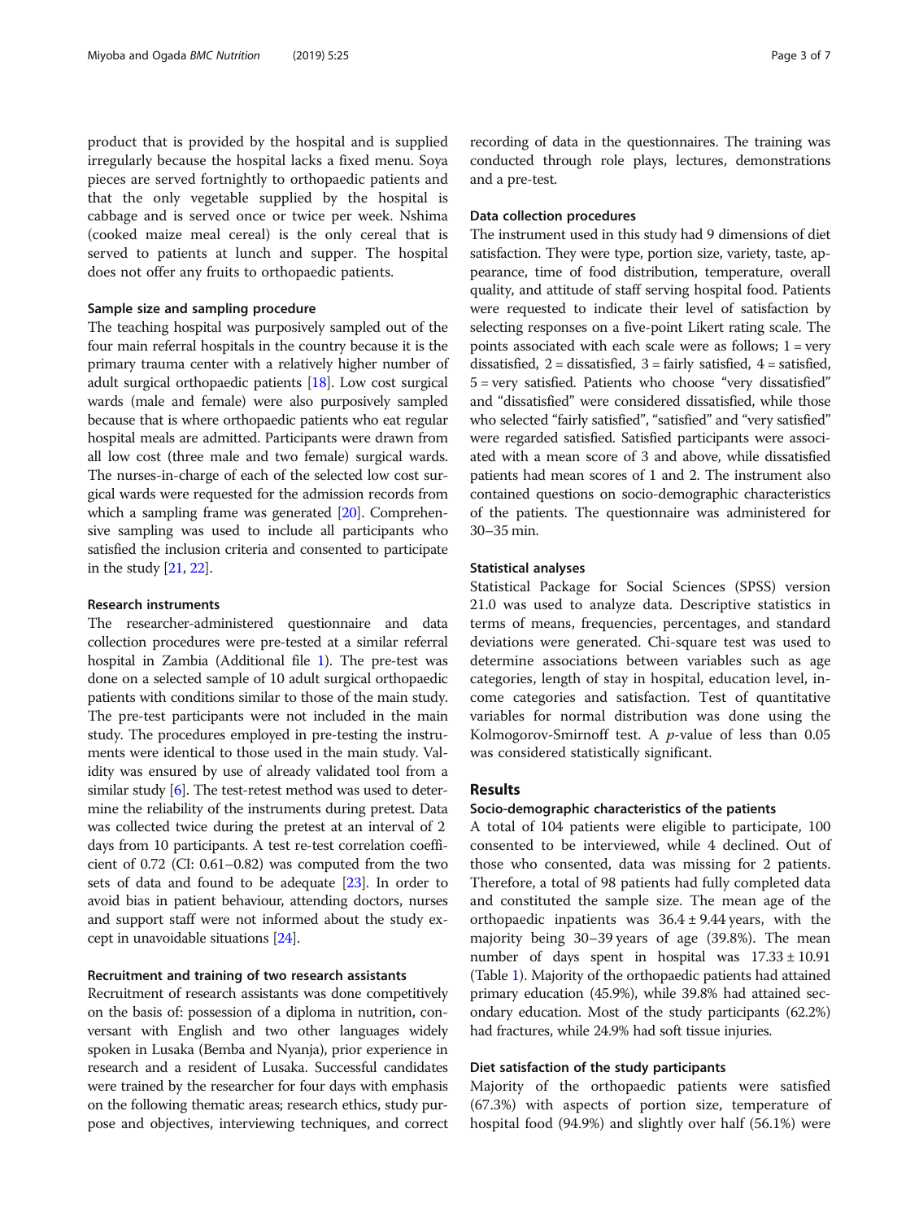product that is provided by the hospital and is supplied irregularly because the hospital lacks a fixed menu. Soya pieces are served fortnightly to orthopaedic patients and that the only vegetable supplied by the hospital is cabbage and is served once or twice per week. Nshima (cooked maize meal cereal) is the only cereal that is served to patients at lunch and supper. The hospital does not offer any fruits to orthopaedic patients.

### Sample size and sampling procedure

The teaching hospital was purposively sampled out of the four main referral hospitals in the country because it is the primary trauma center with a relatively higher number of adult surgical orthopaedic patients [18]. Low cost surgical wards (male and female) were also purposively sampled because that is where orthopaedic patients who eat regular hospital meals are admitted. Participants were drawn from all low cost (three male and two female) surgical wards. The nurses-in-charge of each of the selected low cost surgical wards were requested for the admission records from which a sampling frame was generated [20]. Comprehensive sampling was used to include all participants who satisfied the inclusion criteria and consented to participate in the study [21, 22].

### Research instruments

The researcher-administered questionnaire and data collection procedures were pre-tested at a similar referral hospital in Zambia (Additional file 1). The pre-test was done on a selected sample of 10 adult surgical orthopaedic patients with conditions similar to those of the main study. The pre-test participants were not included in the main study. The procedures employed in pre-testing the instruments were identical to those used in the main study. Validity was ensured by use of already validated tool from a similar study [6]. The test-retest method was used to determine the reliability of the instruments during pretest. Data was collected twice during the pretest at an interval of 2 days from 10 participants. A test re-test correlation coefficient of 0.72 (CI: 0.61–0.82) was computed from the two sets of data and found to be adequate [23]. In order to avoid bias in patient behaviour, attending doctors, nurses and support staff were not informed about the study except in unavoidable situations [24].

### Recruitment and training of two research assistants

Recruitment of research assistants was done competitively on the basis of: possession of a diploma in nutrition, conversant with English and two other languages widely spoken in Lusaka (Bemba and Nyanja), prior experience in research and a resident of Lusaka. Successful candidates were trained by the researcher for four days with emphasis on the following thematic areas; research ethics, study purpose and objectives, interviewing techniques, and correct recording of data in the questionnaires. The training was conducted through role plays, lectures, demonstrations and a pre-test.

### Data collection procedures

The instrument used in this study had 9 dimensions of diet satisfaction. They were type, portion size, variety, taste, appearance, time of food distribution, temperature, overall quality, and attitude of staff serving hospital food. Patients were requested to indicate their level of satisfaction by selecting responses on a five-point Likert rating scale. The points associated with each scale were as follows; 1 = very dissatisfied, 2 = dissatisfied, 3 = fairly satisfied, 4 = satisfied, 5 = very satisfied. Patients who choose "very dissatisfied" and "dissatisfied" were considered dissatisfied, while those who selected "fairly satisfied", "satisfied" and "very satisfied" were regarded satisfied. Satisfied participants were associated with a mean score of 3 and above, while dissatisfied patients had mean scores of 1 and 2. The instrument also contained questions on socio-demographic characteristics of the patients. The questionnaire was administered for 30–35 min.

### Statistical analyses

Statistical Package for Social Sciences (SPSS) version 21.0 was used to analyze data. Descriptive statistics in terms of means, frequencies, percentages, and standard deviations were generated. Chi-square test was used to determine associations between variables such as age categories, length of stay in hospital, education level, income categories and satisfaction. Test of quantitative variables for normal distribution was done using the Kolmogorov-Smirnoff test. A $p$-value of less than 0.05 was considered statistically significant.

## Results

### Socio-demographic characteristics of the patients

A total of 104 patients were eligible to participate, 100 consented to be interviewed, while 4 declined. Out of those who consented, data was missing for 2 patients. Therefore, a total of 98 patients had fully completed data and constituted the sample size. The mean age of the orthopaedic inpatients was $36.4 \pm 9.44$ years, with the majority being 30–39 years of age (39.8%). The mean number of days spent in hospital was $17.33 \pm 10.91$ (Table 1). Majority of the orthopaedic patients had attained primary education (45.9%), while 39.8% had attained secondary education. Most of the study participants (62.2%) had fractures, while 24.9% had soft tissue injuries.

### Diet satisfaction of the study participants

Majority of the orthopaedic patients were satisfied (67.3%) with aspects of portion size, temperature of hospital food (94.9%) and slightly over half (56.1%) were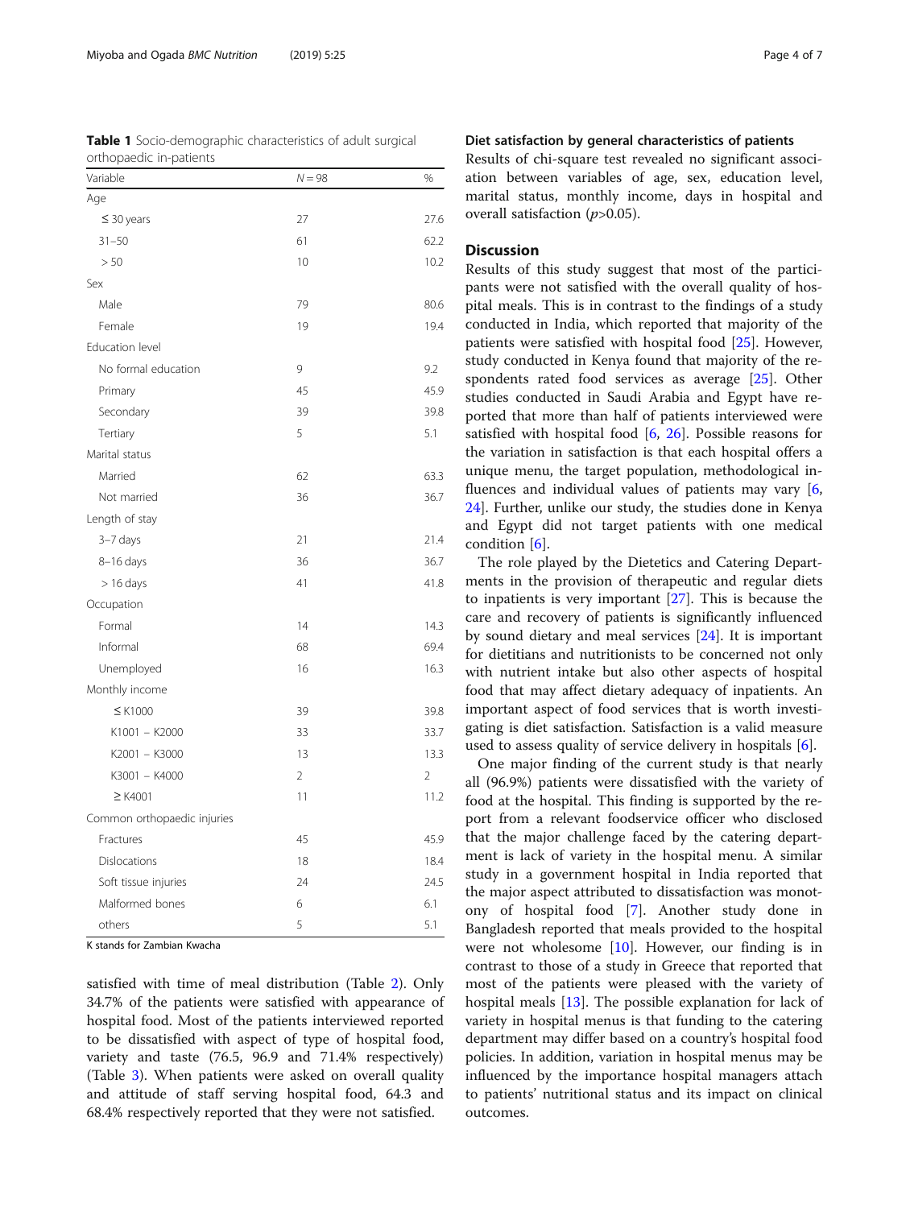**Table 1** Socio-demographic characteristics of adult surgical orthopaedic in-patients

| Variable | N = 98 | % |
|---|---|---|
| Age | | |
| ≤ 30 years | 27 | 27.6 |
| 31–50 | 61 | 62.2 |
| > 50 | 10 | 10.2 |
| Sex | | |
| Male | 79 | 80.6 |
| Female | 19 | 19.4 |
| Education level | | |
| No formal education | 9 | 9.2 |
| Primary | 45 | 45.9 |
| Secondary | 39 | 39.8 |
| Tertiary | 5 | 5.1 |
| Marital status | | |
| Married | 62 | 63.3 |
| Not married | 36 | 36.7 |
| Length of stay | | |
| 3–7 days | 21 | 21.4 |
| 8–16 days | 36 | 36.7 |
| > 16 days | 41 | 41.8 |
| Occupation | | |
| Formal | 14 | 14.3 |
| Informal | 68 | 69.4 |
| Unemployed | 16 | 16.3 |
| Monthly income | | |
| ≤ K1000 | 39 | 39.8 |
| K1001 – K2000 | 33 | 33.7 |
| K2001 – K3000 | 13 | 13.3 |
| K3001 – K4000 | 2 | 2 |
| ≥ K4001 | 11 | 11.2 |
| Common orthopaedic injuries | | |
| Fractures | 45 | 45.9 |
| Dislocations | 18 | 18.4 |
| Soft tissue injuries | 24 | 24.5 |
| Malformed bones | 6 | 6.1 |
| others | 5 | 5.1 |

K stands for Zambian Kwacha

satisfied with time of meal distribution (Table 2). Only 34.7% of the patients were satisfied with appearance of hospital food. Most of the patients interviewed reported to be dissatisfied with aspect of type of hospital food, variety and taste (76.5, 96.9 and 71.4% respectively) (Table 3). When patients were asked on overall quality and attitude of staff serving hospital food, 64.3 and 68.4% respectively reported that they were not satisfied.

### Diet satisfaction by general characteristics of patients

Results of chi-square test revealed no significant association between variables of age, sex, education level, marital status, monthly income, days in hospital and overall satisfaction ($p$>0.05).

## Discussion

Results of this study suggest that most of the participants were not satisfied with the overall quality of hospital meals. This is in contrast to the findings of a study conducted in India, which reported that majority of the patients were satisfied with hospital food [25]. However, study conducted in Kenya found that majority of the respondents rated food services as average [25]. Other studies conducted in Saudi Arabia and Egypt have reported that more than half of patients interviewed were satisfied with hospital food [6, 26]. Possible reasons for the variation in satisfaction is that each hospital offers a unique menu, the target population, methodological influences and individual values of patients may vary [6, 24]. Further, unlike our study, the studies done in Kenya and Egypt did not target patients with one medical condition [6].

The role played by the Dietetics and Catering Departments in the provision of therapeutic and regular diets to inpatients is very important [27]. This is because the care and recovery of patients is significantly influenced by sound dietary and meal services [24]. It is important for dietitians and nutritionists to be concerned not only with nutrient intake but also other aspects of hospital food that may affect dietary adequacy of inpatients. An important aspect of food services that is worth investigating is diet satisfaction. Satisfaction is a valid measure used to assess quality of service delivery in hospitals [6].

One major finding of the current study is that nearly all (96.9%) patients were dissatisfied with the variety of food at the hospital. This finding is supported by the report from a relevant foodservice officer who disclosed that the major challenge faced by the catering department is lack of variety in the hospital menu. A similar study in a government hospital in India reported that the major aspect attributed to dissatisfaction was monotony of hospital food [7]. Another study done in Bangladesh reported that meals provided to the hospital were not wholesome [10]. However, our finding is in contrast to those of a study in Greece that reported that most of the patients were pleased with the variety of hospital meals [13]. The possible explanation for lack of variety in hospital menus is that funding to the catering department may differ based on a country's hospital food policies. In addition, variation in hospital menus may be influenced by the importance hospital managers attach to patients' nutritional status and its impact on clinical outcomes.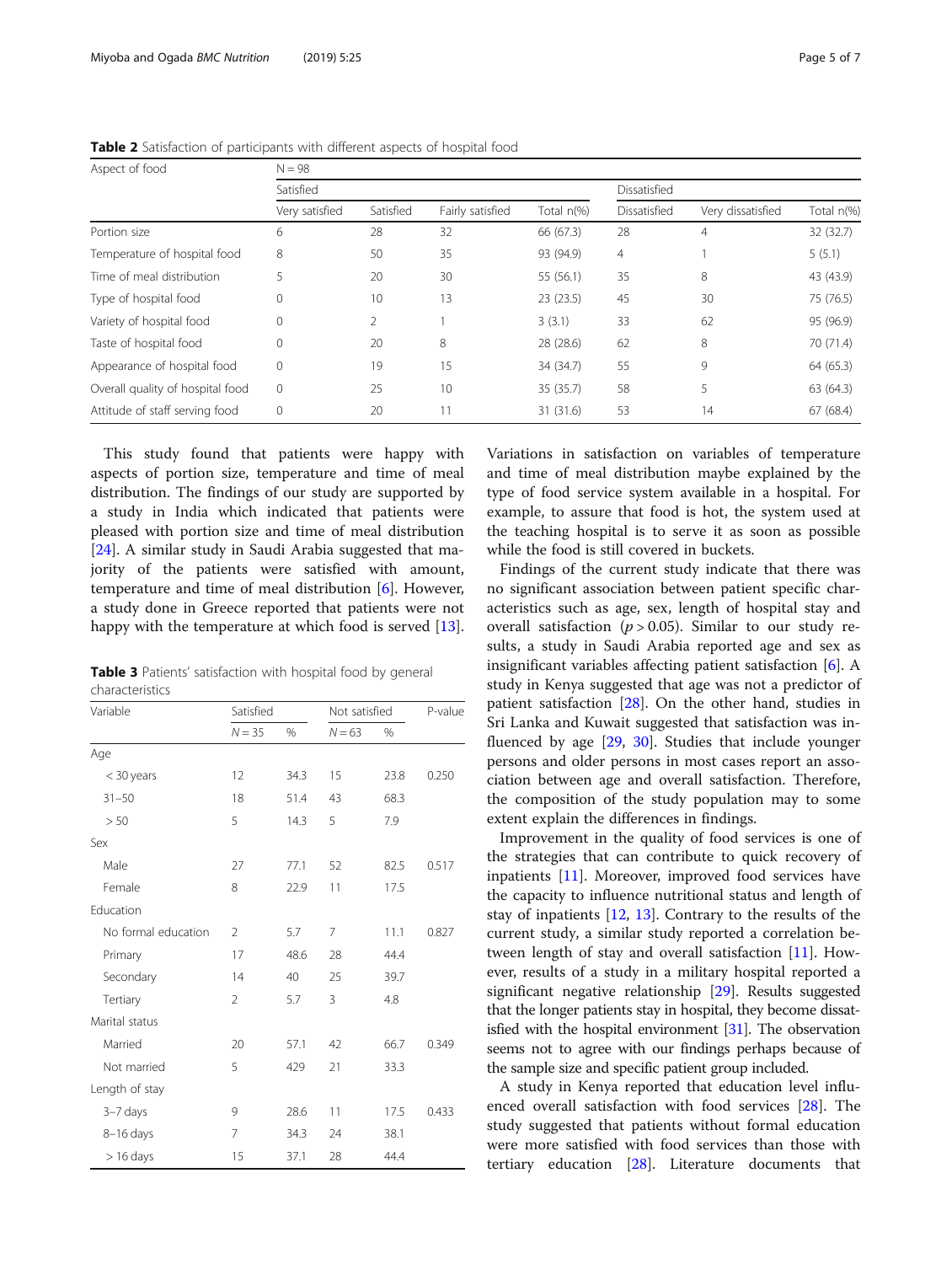**Table 2** Satisfaction of participants with different aspects of hospital food

| Aspect of food | N = 98 | | | | | | |
|---|---|---|---|---|---|---|---|
| | Satisfied | | | | Dissatisfied | | |
| | Very satisfied | Satisfied | Fairly satisfied | Total n(%) | Dissatisfied | Very dissatisfied | Total n(%) |
| Portion size | 6 | 28 | 32 | 66 (67.3) | 28 | 4 | 32 (32.7) |
| Temperature of hospital food | 8 | 50 | 35 | 93 (94.9) | 4 | 1 | 5 (5.1) |
| Time of meal distribution | 5 | 20 | 30 | 55 (56.1) | 35 | 8 | 43 (43.9) |
| Type of hospital food | 0 | 10 | 13 | 23 (23.5) | 45 | 30 | 75 (76.5) |
| Variety of hospital food | 0 | 2 | 1 | 3 (3.1) | 33 | 62 | 95 (96.9) |
| Taste of hospital food | 0 | 20 | 8 | 28 (28.6) | 62 | 8 | 70 (71.4) |
| Appearance of hospital food | 0 | 19 | 15 | 34 (34.7) | 55 | 9 | 64 (65.3) |
| Overall quality of hospital food | 0 | 25 | 10 | 35 (35.7) | 58 | 5 | 63 (64.3) |
| Attitude of staff serving food | 0 | 20 | 11 | 31 (31.6) | 53 | 14 | 67 (68.4) |

This study found that patients were happy with aspects of portion size, temperature and time of meal distribution. The findings of our study are supported by a study in India which indicated that patients were pleased with portion size and time of meal distribution [24]. A similar study in Saudi Arabia suggested that majority of the patients were satisfied with amount, temperature and time of meal distribution [6]. However, a study done in Greece reported that patients were not happy with the temperature at which food is served [13].

**Table 3** Patients' satisfaction with hospital food by general characteristics

| Variable | Satisfied | | Not satisfied | | P-value |
|---|---|---|---|---|---|
| | N = 35 | % | N = 63 | % | |
| Age | | | | | |
| < 30 years | 12 | 34.3 | 15 | 23.8 | 0.250 |
| 31–50 | 18 | 51.4 | 43 | 68.3 | |
| > 50 | 5 | 14.3 | 5 | 7.9 | |
| Sex | | | | | |
| Male | 27 | 77.1 | 52 | 82.5 | 0.517 |
| Female | 8 | 22.9 | 11 | 17.5 | |
| Education | | | | | |
| No formal education | 2 | 5.7 | 7 | 11.1 | 0.827 |
| Primary | 17 | 48.6 | 28 | 44.4 | |
| Secondary | 14 | 40 | 25 | 39.7 | |
| Tertiary | 2 | 5.7 | 3 | 4.8 | |
| Marital status | | | | | |
| Married | 20 | 57.1 | 42 | 66.7 | 0.349 |
| Not married | 5 | 429 | 21 | 33.3 | |
| Length of stay | | | | | |
| 3–7 days | 9 | 28.6 | 11 | 17.5 | 0.433 |
| 8–16 days | 7 | 34.3 | 24 | 38.1 | |
| > 16 days | 15 | 37.1 | 28 | 44.4 | |

Variations in satisfaction on variables of temperature and time of meal distribution maybe explained by the type of food service system available in a hospital. For example, to assure that food is hot, the system used at the teaching hospital is to serve it as soon as possible while the food is still covered in buckets.

Findings of the current study indicate that there was no significant association between patient specific characteristics such as age, sex, length of hospital stay and overall satisfaction ($p > 0.05$). Similar to our study results, a study in Saudi Arabia reported age and sex as insignificant variables affecting patient satisfaction [6]. A study in Kenya suggested that age was not a predictor of patient satisfaction [28]. On the other hand, studies in Sri Lanka and Kuwait suggested that satisfaction was influenced by age [29, 30]. Studies that include younger persons and older persons in most cases report an association between age and overall satisfaction. Therefore, the composition of the study population may to some extent explain the differences in findings.

Improvement in the quality of food services is one of the strategies that can contribute to quick recovery of inpatients [11]. Moreover, improved food services have the capacity to influence nutritional status and length of stay of inpatients [12, 13]. Contrary to the results of the current study, a similar study reported a correlation between length of stay and overall satisfaction [11]. However, results of a study in a military hospital reported a significant negative relationship [29]. Results suggested that the longer patients stay in hospital, they become dissatisfied with the hospital environment [31]. The observation seems not to agree with our findings perhaps because of the sample size and specific patient group included.

A study in Kenya reported that education level influenced overall satisfaction with food services [28]. The study suggested that patients without formal education were more satisfied with food services than those with tertiary education [28]. Literature documents that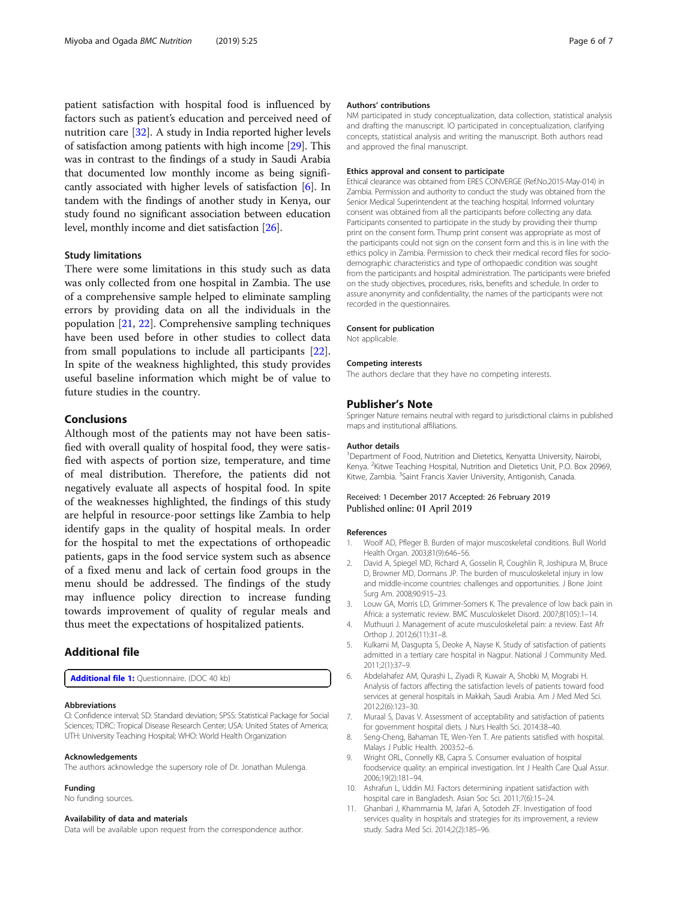patient satisfaction with hospital food is influenced by factors such as patient's education and perceived need of nutrition care [32]. A study in India reported higher levels of satisfaction among patients with high income [29]. This was in contrast to the findings of a study in Saudi Arabia that documented low monthly income as being significantly associated with higher levels of satisfaction [6]. In tandem with the findings of another study in Kenya, our study found no significant association between education level, monthly income and diet satisfaction [26].

### Study limitations

There were some limitations in this study such as data was only collected from one hospital in Zambia. The use of a comprehensive sample helped to eliminate sampling errors by providing data on all the individuals in the population [21, 22]. Comprehensive sampling techniques have been used before in other studies to collect data from small populations to include all participants [22]. In spite of the weakness highlighted, this study provides useful baseline information which might be of value to future studies in the country.

## Conclusions

Although most of the patients may not have been satisfied with overall quality of hospital food, they were satisfied with aspects of portion size, temperature, and time of meal distribution. Therefore, the patients did not negatively evaluate all aspects of hospital food. In spite of the weaknesses highlighted, the findings of this study are helpful in resource-poor settings like Zambia to help identify gaps in the quality of hospital meals. In order for the hospital to met the expectations of orthopaedic patients, gaps in the food service system such as absence of a fixed menu and lack of certain food groups in the menu should be addressed. The findings of the study may influence policy direction to increase funding towards improvement of quality of regular meals and thus meet the expectations of hospitalized patients.

## Additional file

**Additional file 1:** Questionnaire. (DOC 40 kb)

#### Abbreviations

CI: Confidence interval; SD: Standard deviation; SPSS: Statistical Package for Social Sciences; TDRC: Tropical Disease Research Center; USA: United States of America; UTH: University Teaching Hospital; WHO: World Health Organization

#### Acknowledgements

The authors acknowledge the supersory role of Dr. Jonathan Mulenga.

#### Funding

No funding sources.

#### Availability of data and materials

Data will be available upon request from the correspondence author.

#### Authors' contributions

NM participated in study conceptualization, data collection, statistical analysis and drafting the manuscript. IO participated in conceptualization, clarifying concepts, statistical analysis and writing the manuscript. Both authors read and approved the final manuscript.

#### Ethics approval and consent to participate

Ethical clearance was obtained from ERES CONVERGE (Ref.No.2015-May-014) in Zambia. Permission and authority to conduct the study was obtained from the Senior Medical Superintendent at the teaching hospital. Informed voluntary consent was obtained from all the participants before collecting any data. Participants consented to participate in the study by providing their thump print on the consent form. Thump print consent was appropriate as most of the participants could not sign on the consent form and this is in line with the ethics policy in Zambia. Permission to check their medical record files for socio-demographic characteristics and type of orthopaedic condition was sought from the participants and hospital administration. The participants were briefed on the study objectives, procedures, risks, benefits and schedule. In order to assure anonymity and confidentiality, the names of the participants were not recorded in the questionnaires.

#### Consent for publication

Not applicable.

#### Competing interests

The authors declare that they have no competing interests.

## Publisher's Note

Springer Nature remains neutral with regard to jurisdictional claims in published maps and institutional affiliations.

#### Author details

[1]Department of Food, Nutrition and Dietetics, Kenyatta University, Nairobi, Kenya. [2]Kitwe Teaching Hospital, Nutrition and Dietetics Unit, P.O. Box 20969, Kitwe, Zambia. [3]Saint Francis Xavier University, Antigonish, Canada.

Received: 1 December 2017 Accepted: 26 February 2019
Published online: 01 April 2019

#### References

1. Woolf AD, Pfleger B. Burden of major muscoskeletal conditions. Bull World Health Organ. 2003;81(9):646–56.
2. David A, Spiegel MD, Richard A, Gosselin R, Coughlin R, Joshipura M, Bruce D, Browner MD, Dormans JP. The burden of musculoskeletal injury in low and middle-income countries: challenges and opportunities. J Bone Joint Surg Am. 2008;90:915–23.
3. Louw GA, Morris LD, Grimmer-Somers K. The prevalence of low back pain in Africa: a systematic review. BMC Musculoskelet Disord. 2007;8(105):1–14.
4. Muthuuri J. Management of acute musculoskeletal pain: a review. East Afr Orthop J. 2012;6(11):31–8.
5. Kulkarni M, Dasgupta S, Deoke A, Nayse K. Study of satisfaction of patients admitted in a tertiary care hospital in Nagpur. National J Community Med. 2011;2(1):37–9.
6. Abdelahafez AM, Qurashi L, Ziyadi R, Kuwair A, Shobki M, Mograbi H. Analysis of factors affecting the satisfaction levels of patients toward food services at general hospitals in Makkah, Saudi Arabia. Am J Med Med Sci. 2012;2(6):123–30.
7. Muraal S, Davas V. Assessment of acceptability and satisfaction of patients for government hospital diets. J Nurs Health Sci. 2014:38–40.
8. Seng-Cheng, Bahaman TE, Wen-Yen T. Are patients satisfied with hospital. Malays J Public Health. 2003:52–6.
9. Wright ORL, Connelly KB, Capra S. Consumer evaluation of hospital foodservice quality: an empirical investigation. Int J Health Care Qual Assur. 2006;19(2):181–94.
10. Ashrafun L, Uddin MJ. Factors determining inpatient satisfaction with hospital care in Bangladesh. Asian Soc Sci. 2011;7(6):15–24.
11. Ghanbari J, Khammarnia M, Jafari A, Sotodeh ZF. Investigation of food services quality in hospitals and strategies for its improvement, a review study. Sadra Med Sci. 2014;2(2):185–96.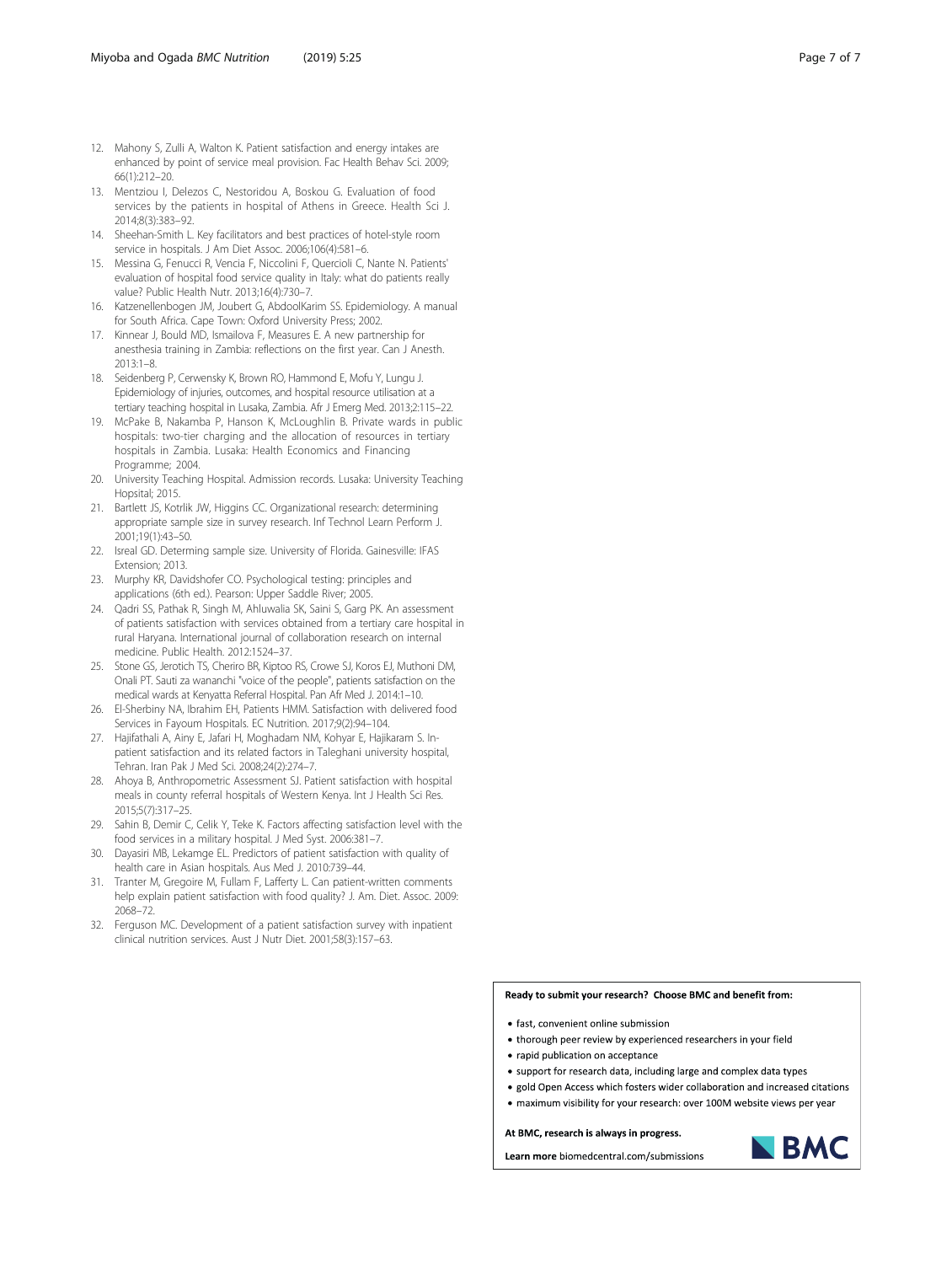12. Mahony S, Zulli A, Walton K. Patient satisfaction and energy intakes are enhanced by point of service meal provision. Fac Health Behav Sci. 2009; 66(1):212–20.
13. Mentziou I, Delezos C, Nestoridou A, Boskou G. Evaluation of food services by the patients in hospital of Athens in Greece. Health Sci J. 2014;8(3):383–92.
14. Sheehan-Smith L. Key facilitators and best practices of hotel-style room service in hospitals. J Am Diet Assoc. 2006;106(4):581–6.
15. Messina G, Fenucci R, Vencia F, Niccolini F, Quercioli C, Nante N. Patients' evaluation of hospital food service quality in Italy: what do patients really value? Public Health Nutr. 2013;16(4):730–7.
16. Katzenellenbogen JM, Joubert G, AbdoolKarim SS. Epidemiology. A manual for South Africa. Cape Town: Oxford University Press; 2002.
17. Kinnear J, Bould MD, Ismailova F, Measures E. A new partnership for anesthesia training in Zambia: reflections on the first year. Can J Anesth. 2013:1–8.
18. Seidenberg P, Cerwensky K, Brown RO, Hammond E, Mofu Y, Lungu J. Epidemiology of injuries, outcomes, and hospital resource utilisation at a tertiary teaching hospital in Lusaka, Zambia. Afr J Emerg Med. 2013;2:115–22.
19. McPake B, Nakamba P, Hanson K, McLoughlin B. Private wards in public hospitals: two-tier charging and the allocation of resources in tertiary hospitals in Zambia. Lusaka: Health Economics and Financing Programme; 2004.
20. University Teaching Hospital. Admission records. Lusaka: University Teaching Hopsital; 2015.
21. Bartlett JS, Kotrlik JW, Higgins CC. Organizational research: determining appropriate sample size in survey research. Inf Technol Learn Perform J. 2001;19(1):43–50.
22. Isreal GD. Determing sample size. University of Florida. Gainesville: IFAS Extension; 2013.
23. Murphy KR, Davidshofer CO. Psychological testing: principles and applications (6th ed.). Pearson: Upper Saddle River; 2005.
24. Qadri SS, Pathak R, Singh M, Ahluwalia SK, Saini S, Garg PK. An assessment of patients satisfaction with services obtained from a tertiary care hospital in rural Haryana. International journal of collaboration research on internal medicine. Public Health. 2012:1524–37.
25. Stone GS, Jerotich TS, Cheriro BR, Kiptoo RS, Crowe SJ, Koros EJ, Muthoni DM, Onali PT. Sauti za wananchi "voice of the people", patients satisfaction on the medical wards at Kenyatta Referral Hospital. Pan Afr Med J. 2014:1–10.
26. El-Sherbiny NA, Ibrahim EH, Patients HMM. Satisfaction with delivered food Services in Fayoum Hospitals. EC Nutrition. 2017;9(2):94–104.
27. Hajifathali A, Ainy E, Jafari H, Moghadam NM, Kohyar E, Hajikaram S. In-patient satisfaction and its related factors in Taleghani university hospital, Tehran. Iran Pak J Med Sci. 2008;24(2):274–7.
28. Ahoya B, Anthropometric Assessment SJ. Patient satisfaction with hospital meals in county referral hospitals of Western Kenya. Int J Health Sci Res. 2015;5(7):317–25.
29. Sahin B, Demir C, Celik Y, Teke K. Factors affecting satisfaction level with the food services in a military hospital. J Med Syst. 2006:381–7.
30. Dayasiri MB, Lekamge EL. Predictors of patient satisfaction with quality of health care in Asian hospitals. Aus Med J. 2010:739–44.
31. Tranter M, Gregoire M, Fullam F, Lafferty L. Can patient-written comments help explain patient satisfaction with food quality? J. Am. Diet. Assoc. 2009: 2068–72.
32. Ferguson MC. Development of a patient satisfaction survey with inpatient clinical nutrition services. Aust J Nutr Diet. 2001;58(3):157–63.